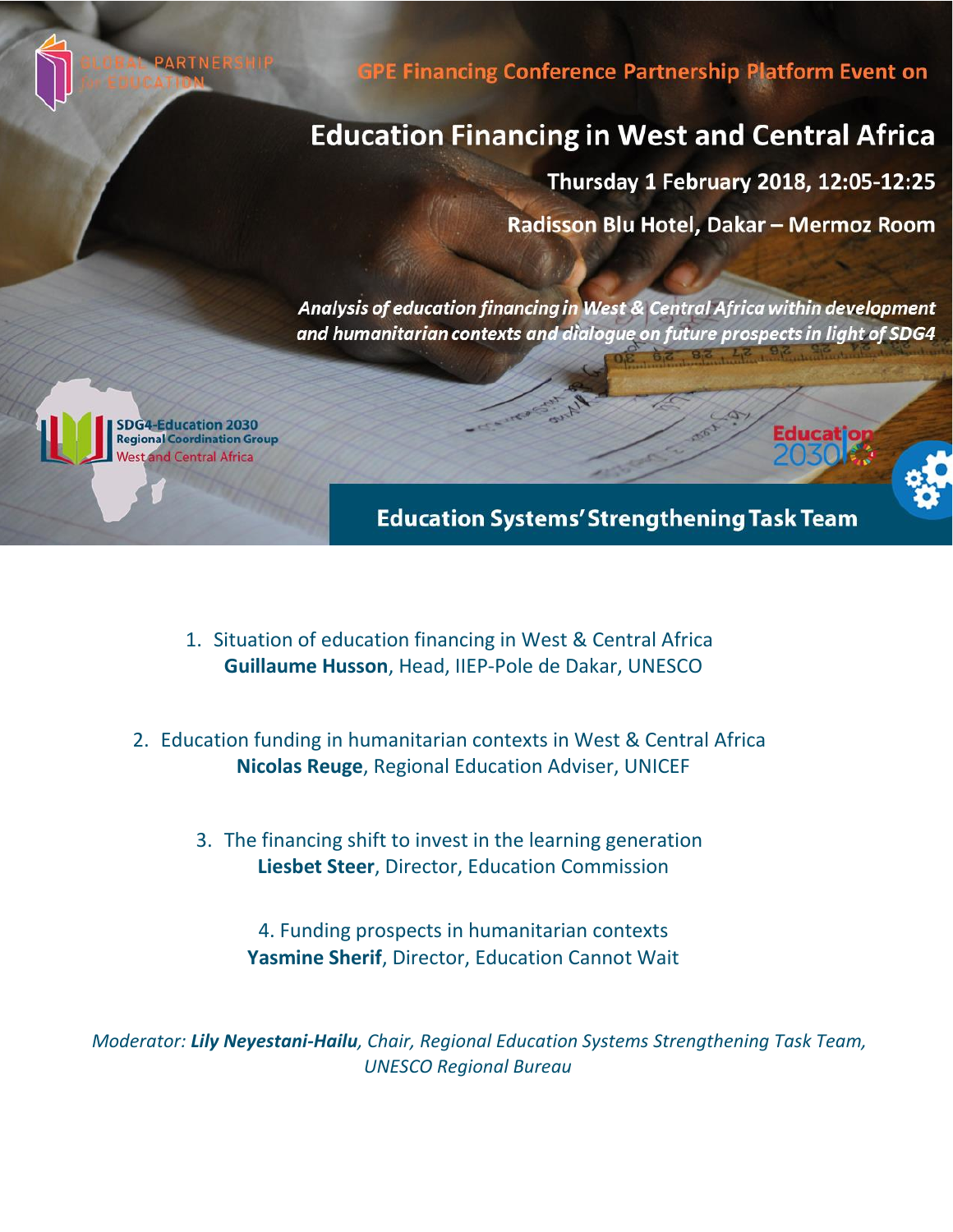GLOBAL PARTNERSHIP for EDUCATION

GPE Financing Conference Partnership Platform Event on

# Education Financing in West and Central Africa

**Thursday 1 February 2018, 12:05-12:25**

**Radisson Blu Hotel, Dakar – Mermoz Room**

***Analysis of education financing in West & Central Africa within development and humanitarian contexts and dialogue on future prospects in light of SDG4***

SDG4-Education 2030 Regional Coordination Group West and Central Africa

Education 2030

**Education Systems' Strengthening Task Team**

1. Situation of education financing in West & Central Africa
   **Guillaume Husson**, Head, IIEP-Pole de Dakar, UNESCO

2. Education funding in humanitarian contexts in West & Central Africa
   **Nicolas Reuge**, Regional Education Adviser, UNICEF

3. The financing shift to invest in the learning generation
   **Liesbet Steer**, Director, Education Commission

4. Funding prospects in humanitarian contexts
   **Yasmine Sherif**, Director, Education Cannot Wait

*Moderator: **Lily Neyestani-Hailu**, Chair, Regional Education Systems Strengthening Task Team, UNESCO Regional Bureau*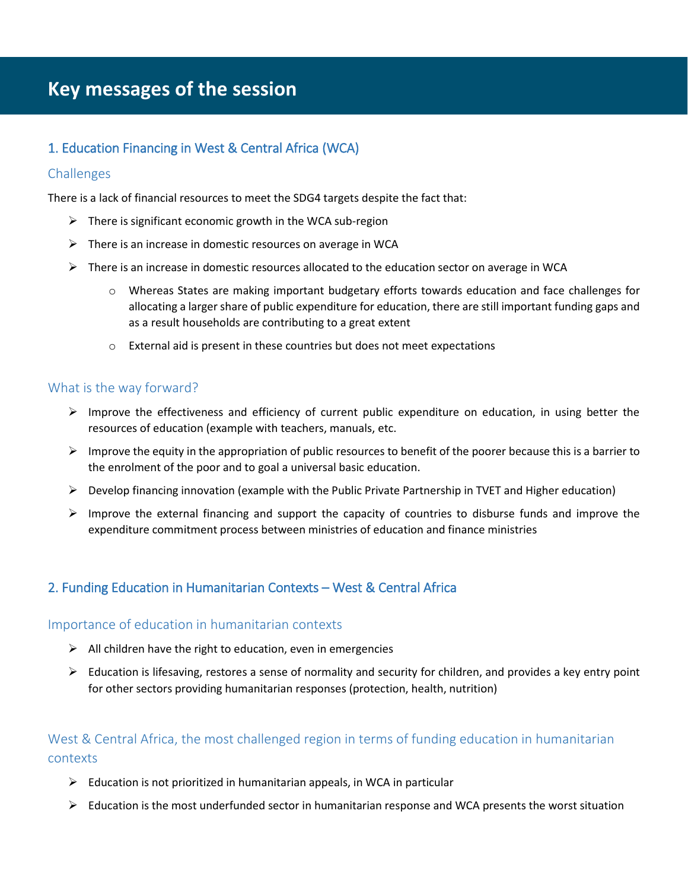# Key messages of the session

## 1. Education Financing in West & Central Africa (WCA)

### Challenges

There is a lack of financial resources to meet the SDG4 targets despite the fact that:

- There is significant economic growth in the WCA sub-region
- There is an increase in domestic resources on average in WCA
- There is an increase in domestic resources allocated to the education sector on average in WCA
  - Whereas States are making important budgetary efforts towards education and face challenges for allocating a larger share of public expenditure for education, there are still important funding gaps and as a result households are contributing to a great extent
  - External aid is present in these countries but does not meet expectations

### What is the way forward?

- Improve the effectiveness and efficiency of current public expenditure on education, in using better the resources of education (example with teachers, manuals, etc.
- Improve the equity in the appropriation of public resources to benefit of the poorer because this is a barrier to the enrolment of the poor and to goal a universal basic education.
- Develop financing innovation (example with the Public Private Partnership in TVET and Higher education)
- Improve the external financing and support the capacity of countries to disburse funds and improve the expenditure commitment process between ministries of education and finance ministries

## 2. Funding Education in Humanitarian Contexts – West & Central Africa

### Importance of education in humanitarian contexts

- All children have the right to education, even in emergencies
- Education is lifesaving, restores a sense of normality and security for children, and provides a key entry point for other sectors providing humanitarian responses (protection, health, nutrition)

### West & Central Africa, the most challenged region in terms of funding education in humanitarian contexts

- Education is not prioritized in humanitarian appeals, in WCA in particular
- Education is the most underfunded sector in humanitarian response and WCA presents the worst situation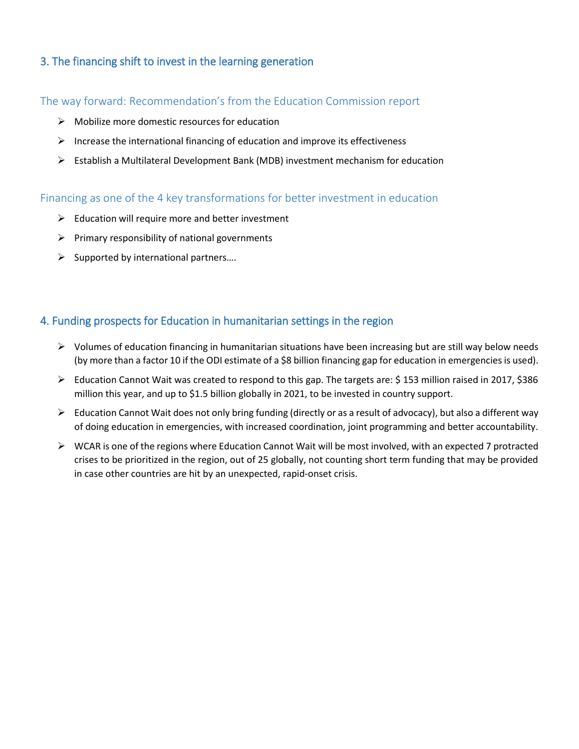## 3. The financing shift to invest in the learning generation

### The way forward: Recommendation's from the Education Commission report

- Mobilize more domestic resources for education
- Increase the international financing of education and improve its effectiveness
- Establish a Multilateral Development Bank (MDB) investment mechanism for education

### Financing as one of the 4 key transformations for better investment in education

- Education will require more and better investment
- Primary responsibility of national governments
- Supported by international partners….

## 4. Funding prospects for Education in humanitarian settings in the region

- Volumes of education financing in humanitarian situations have been increasing but are still way below needs (by more than a factor 10 if the ODI estimate of a $8 billion financing gap for education in emergencies is used).
- Education Cannot Wait was created to respond to this gap. The targets are: $ 153 million raised in 2017, $386 million this year, and up to $1.5 billion globally in 2021, to be invested in country support.
- Education Cannot Wait does not only bring funding (directly or as a result of advocacy), but also a different way of doing education in emergencies, with increased coordination, joint programming and better accountability.
- WCAR is one of the regions where Education Cannot Wait will be most involved, with an expected 7 protracted crises to be prioritized in the region, out of 25 globally, not counting short term funding that may be provided in case other countries are hit by an unexpected, rapid-onset crisis.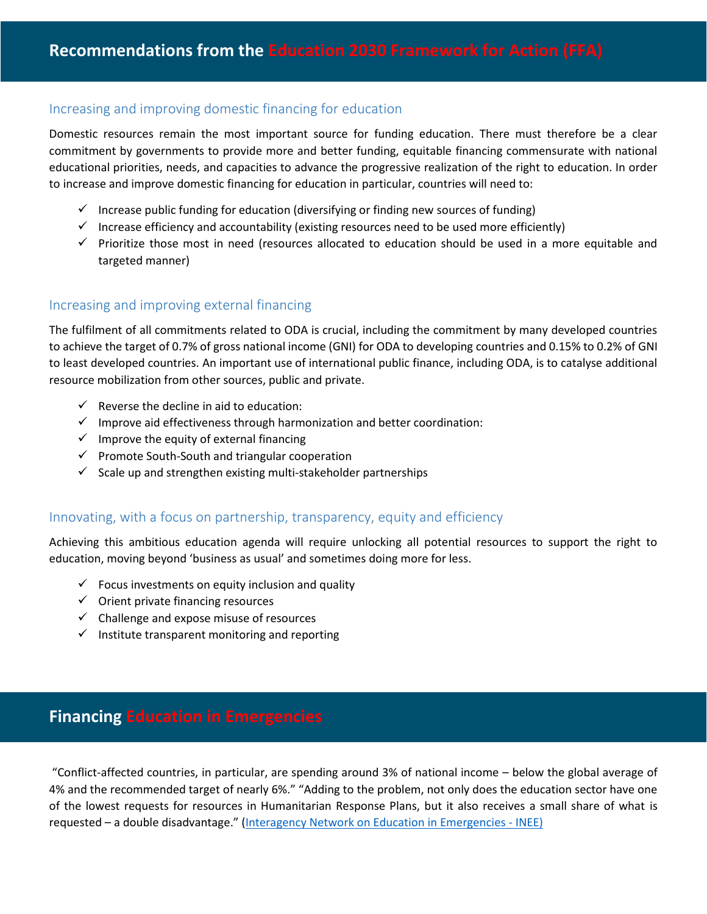## Recommendations from the Education 2030 Framework for Action (FFA)

### Increasing and improving domestic financing for education

Domestic resources remain the most important source for funding education. There must therefore be a clear commitment by governments to provide more and better funding, equitable financing commensurate with national educational priorities, needs, and capacities to advance the progressive realization of the right to education. In order to increase and improve domestic financing for education in particular, countries will need to:

- ✓ Increase public funding for education (diversifying or finding new sources of funding)
- ✓ Increase efficiency and accountability (existing resources need to be used more efficiently)
- ✓ Prioritize those most in need (resources allocated to education should be used in a more equitable and targeted manner)

### Increasing and improving external financing

The fulfilment of all commitments related to ODA is crucial, including the commitment by many developed countries to achieve the target of 0.7% of gross national income (GNI) for ODA to developing countries and 0.15% to 0.2% of GNI to least developed countries. An important use of international public finance, including ODA, is to catalyse additional resource mobilization from other sources, public and private.

- ✓ Reverse the decline in aid to education:
- ✓ Improve aid effectiveness through harmonization and better coordination:
- ✓ Improve the equity of external financing
- ✓ Promote South-South and triangular cooperation
- ✓ Scale up and strengthen existing multi-stakeholder partnerships

### Innovating, with a focus on partnership, transparency, equity and efficiency

Achieving this ambitious education agenda will require unlocking all potential resources to support the right to education, moving beyond 'business as usual' and sometimes doing more for less.

- ✓ Focus investments on equity inclusion and quality
- ✓ Orient private financing resources
- ✓ Challenge and expose misuse of resources
- ✓ Institute transparent monitoring and reporting

## Financing Education in Emergencies

"Conflict-affected countries, in particular, are spending around 3% of national income – below the global average of 4% and the recommended target of nearly 6%." "Adding to the problem, not only does the education sector have one of the lowest requests for resources in Humanitarian Response Plans, but it also receives a small share of what is requested – a double disadvantage." (Interagency Network on Education in Emergencies - INEE)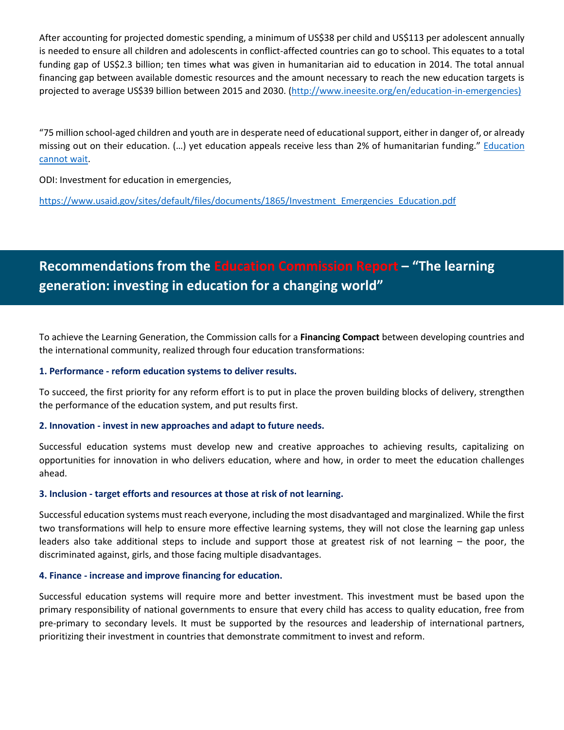After accounting for projected domestic spending, a minimum of US$38 per child and US$113 per adolescent annually is needed to ensure all children and adolescents in conflict-affected countries can go to school. This equates to a total funding gap of US$2.3 billion; ten times what was given in humanitarian aid to education in 2014. The total annual financing gap between available domestic resources and the amount necessary to reach the new education targets is projected to average US$39 billion between 2015 and 2030. (http://www.ineesite.org/en/education-in-emergencies)

"75 million school-aged children and youth are in desperate need of educational support, either in danger of, or already missing out on their education. (…) yet education appeals receive less than 2% of humanitarian funding." Education cannot wait.

ODI: Investment for education in emergencies,

https://www.usaid.gov/sites/default/files/documents/1865/Investment_Emergencies_Education.pdf

## Recommendations from the Education Commission Report – "The learning generation: investing in education for a changing world"

To achieve the Learning Generation, the Commission calls for a **Financing Compact** between developing countries and the international community, realized through four education transformations:

### 1. Performance - reform education systems to deliver results.

To succeed, the first priority for any reform effort is to put in place the proven building blocks of delivery, strengthen the performance of the education system, and put results first.

### 2. Innovation - invest in new approaches and adapt to future needs.

Successful education systems must develop new and creative approaches to achieving results, capitalizing on opportunities for innovation in who delivers education, where and how, in order to meet the education challenges ahead.

### 3. Inclusion - target efforts and resources at those at risk of not learning.

Successful education systems must reach everyone, including the most disadvantaged and marginalized. While the first two transformations will help to ensure more effective learning systems, they will not close the learning gap unless leaders also take additional steps to include and support those at greatest risk of not learning – the poor, the discriminated against, girls, and those facing multiple disadvantages.

### 4. Finance - increase and improve financing for education.

Successful education systems will require more and better investment. This investment must be based upon the primary responsibility of national governments to ensure that every child has access to quality education, free from pre-primary to secondary levels. It must be supported by the resources and leadership of international partners, prioritizing their investment in countries that demonstrate commitment to invest and reform.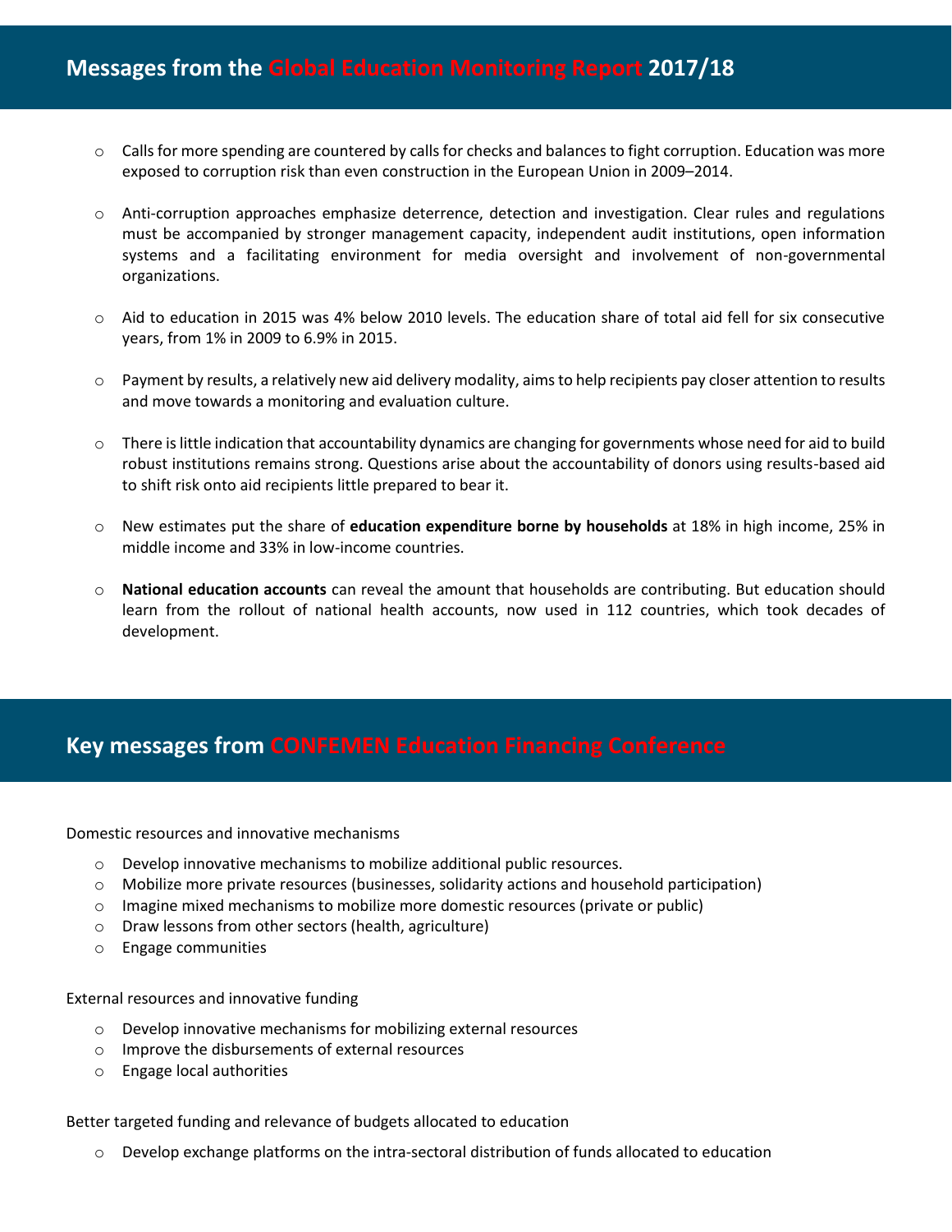## Messages from the Global Education Monitoring Report 2017/18

- Calls for more spending are countered by calls for checks and balances to fight corruption. Education was more exposed to corruption risk than even construction in the European Union in 2009–2014.
- Anti-corruption approaches emphasize deterrence, detection and investigation. Clear rules and regulations must be accompanied by stronger management capacity, independent audit institutions, open information systems and a facilitating environment for media oversight and involvement of non-governmental organizations.
- Aid to education in 2015 was 4% below 2010 levels. The education share of total aid fell for six consecutive years, from 1% in 2009 to 6.9% in 2015.
- Payment by results, a relatively new aid delivery modality, aims to help recipients pay closer attention to results and move towards a monitoring and evaluation culture.
- There is little indication that accountability dynamics are changing for governments whose need for aid to build robust institutions remains strong. Questions arise about the accountability of donors using results-based aid to shift risk onto aid recipients little prepared to bear it.
- New estimates put the share of **education expenditure borne by households** at 18% in high income, 25% in middle income and 33% in low-income countries.
- **National education accounts** can reveal the amount that households are contributing. But education should learn from the rollout of national health accounts, now used in 112 countries, which took decades of development.

## Key messages from CONFEMEN Education Financing Conference

Domestic resources and innovative mechanisms

- Develop innovative mechanisms to mobilize additional public resources.
- Mobilize more private resources (businesses, solidarity actions and household participation)
- Imagine mixed mechanisms to mobilize more domestic resources (private or public)
- Draw lessons from other sectors (health, agriculture)
- Engage communities

External resources and innovative funding

- Develop innovative mechanisms for mobilizing external resources
- Improve the disbursements of external resources
- Engage local authorities

Better targeted funding and relevance of budgets allocated to education

- Develop exchange platforms on the intra-sectoral distribution of funds allocated to education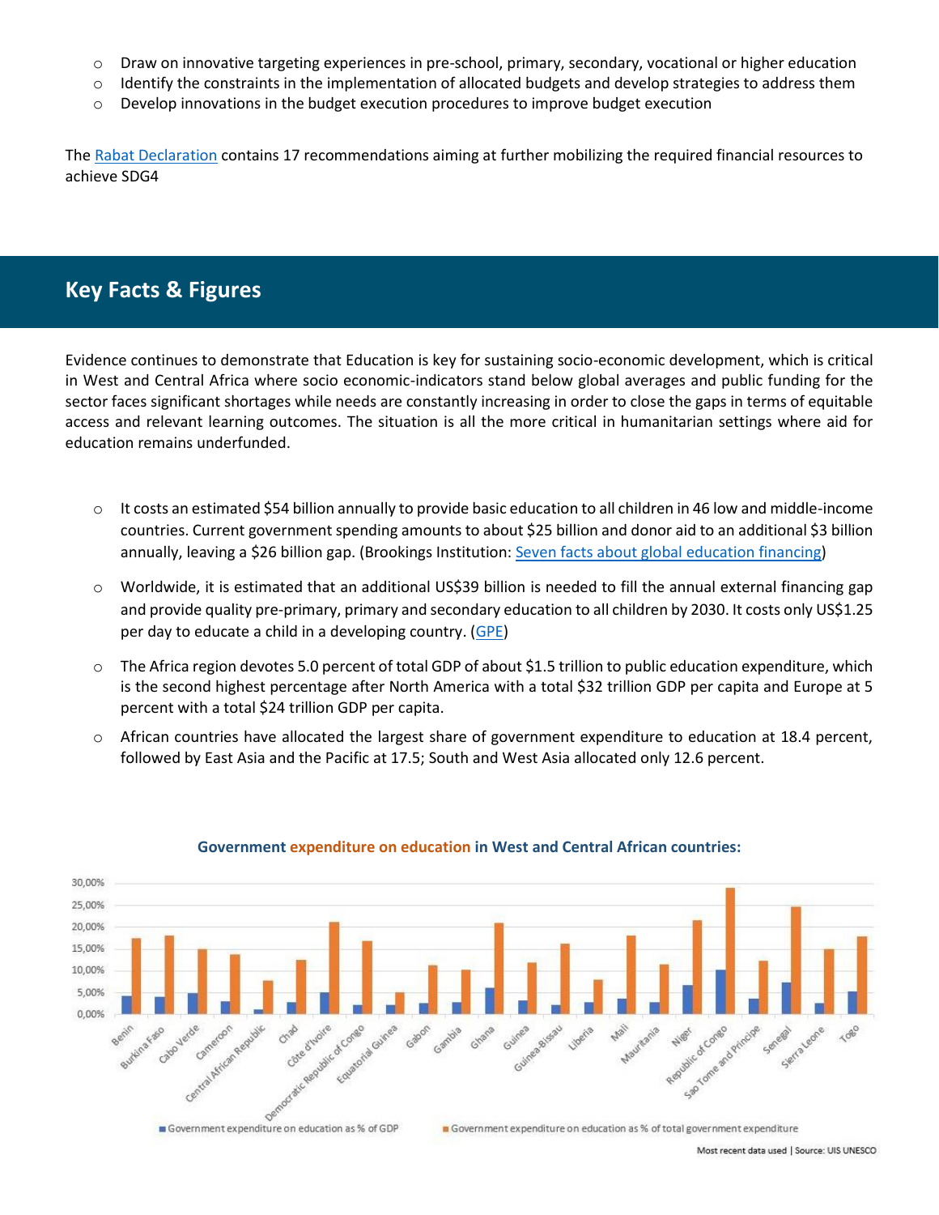- Draw on innovative targeting experiences in pre-school, primary, secondary, vocational or higher education
- Identify the constraints in the implementation of allocated budgets and develop strategies to address them
- Develop innovations in the budget execution procedures to improve budget execution

The Rabat Declaration contains 17 recommendations aiming at further mobilizing the required financial resources to achieve SDG4

## Key Facts & Figures

Evidence continues to demonstrate that Education is key for sustaining socio-economic development, which is critical in West and Central Africa where socio economic-indicators stand below global averages and public funding for the sector faces significant shortages while needs are constantly increasing in order to close the gaps in terms of equitable access and relevant learning outcomes. The situation is all the more critical in humanitarian settings where aid for education remains underfunded.

- It costs an estimated $54 billion annually to provide basic education to all children in 46 low and middle-income countries. Current government spending amounts to about $25 billion and donor aid to an additional $3 billion annually, leaving a $26 billion gap. (Brookings Institution: Seven facts about global education financing)
- Worldwide, it is estimated that an additional US$39 billion is needed to fill the annual external financing gap and provide quality pre-primary, primary and secondary education to all children by 2030. It costs only US$1.25 per day to educate a child in a developing country. (GPE)
- The Africa region devotes 5.0 percent of total GDP of about $1.5 trillion to public education expenditure, which is the second highest percentage after North America with a total $32 trillion GDP per capita and Europe at 5 percent with a total $24 trillion GDP per capita.
- African countries have allocated the largest share of government expenditure to education at 18.4 percent, followed by East Asia and the Pacific at 17.5; South and West Asia allocated only 12.6 percent.

**Government expenditure on education in West and Central African countries:**

30,00%
25,00%
20,00%
15,00%
10,00%
5,00%
0,00%

Benin, Burkina Faso, Cabo Verde, Cameroon, Central African Republic, Chad, Côte d'Ivoire, Democratic Republic of Congo, Equatorial Guinea, Gabon, Gambia, Ghana, Guinea, Guinea-Bissau, Liberia, Mali, Mauritania, Niger, Republic of Congo, Sao Tome and Principe, Senegal, Sierra Leone, Togo

Government expenditure on education as % of GDP
Government expenditure on education as % of total government expenditure

Most recent data used | Source: UIS UNESCO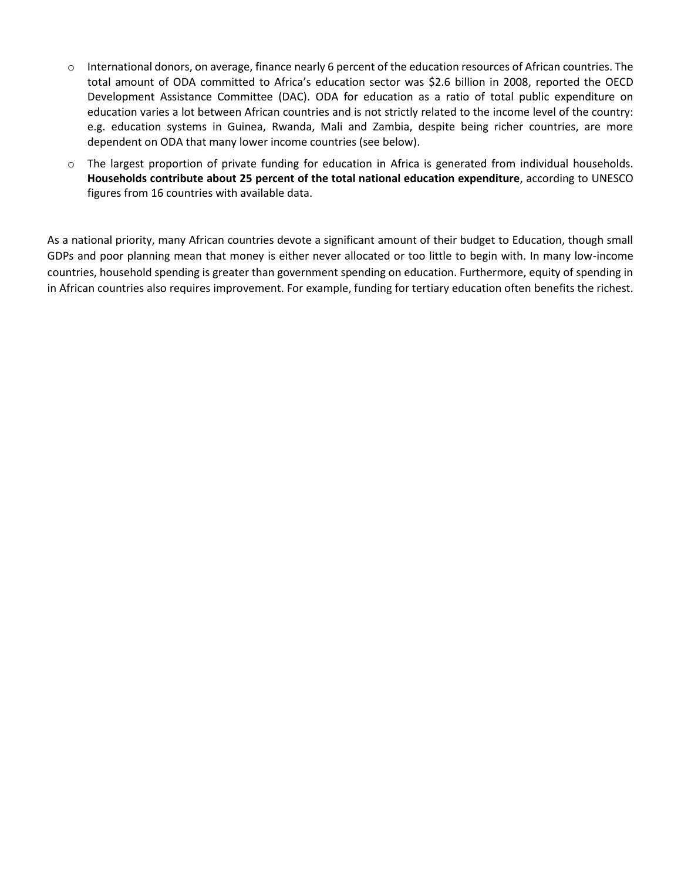- International donors, on average, finance nearly 6 percent of the education resources of African countries. The total amount of ODA committed to Africa's education sector was $2.6 billion in 2008, reported the OECD Development Assistance Committee (DAC). ODA for education as a ratio of total public expenditure on education varies a lot between African countries and is not strictly related to the income level of the country: e.g. education systems in Guinea, Rwanda, Mali and Zambia, despite being richer countries, are more dependent on ODA that many lower income countries (see below).
- The largest proportion of private funding for education in Africa is generated from individual households. **Households contribute about 25 percent of the total national education expenditure**, according to UNESCO figures from 16 countries with available data.

As a national priority, many African countries devote a significant amount of their budget to Education, though small GDPs and poor planning mean that money is either never allocated or too little to begin with. In many low-income countries, household spending is greater than government spending on education. Furthermore, equity of spending in in African countries also requires improvement. For example, funding for tertiary education often benefits the richest.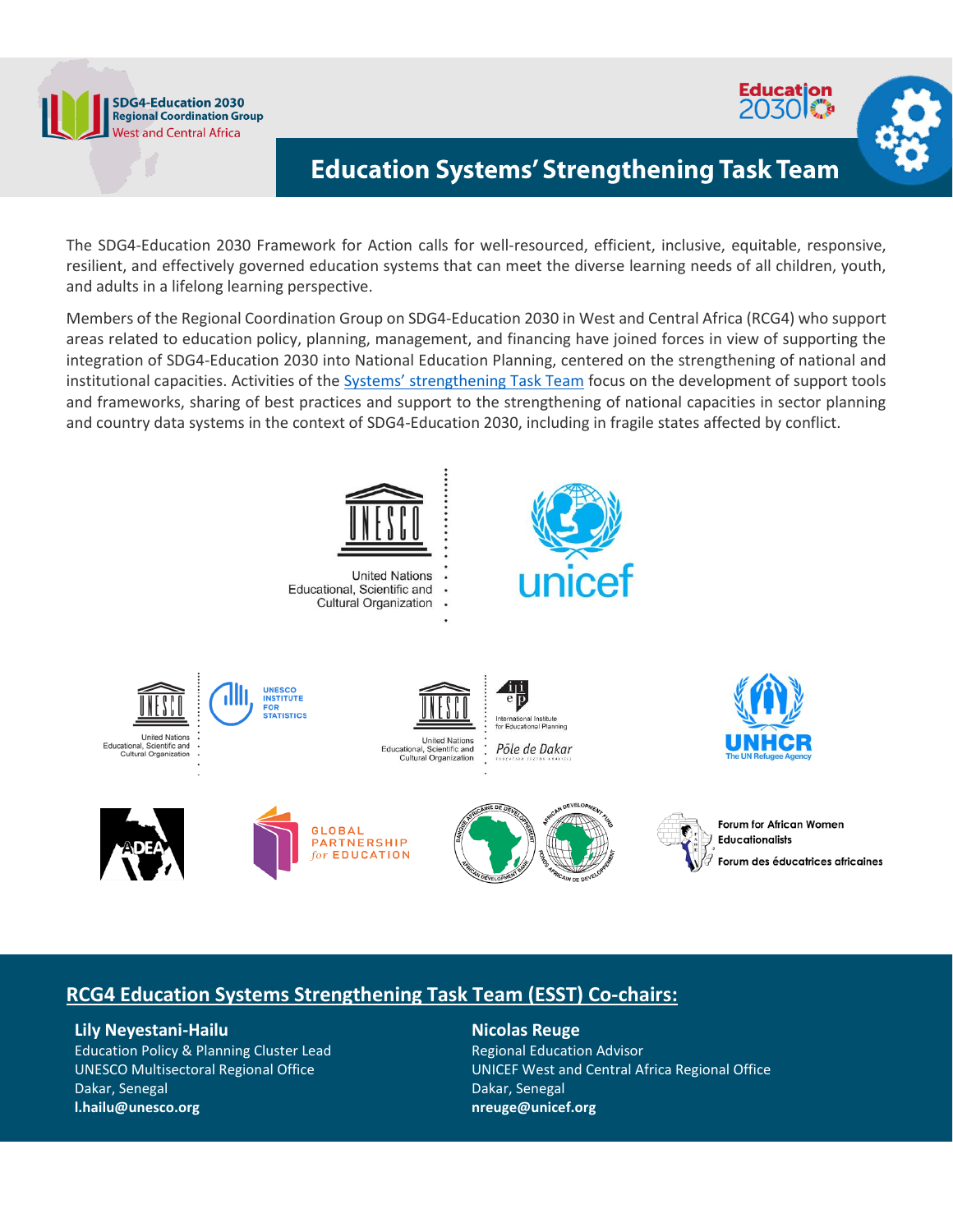SDG4-Education 2030
Regional Coordination Group
West and Central Africa

# Education Systems' Strengthening Task Team

The SDG4-Education 2030 Framework for Action calls for well-resourced, efficient, inclusive, equitable, responsive, resilient, and effectively governed education systems that can meet the diverse learning needs of all children, youth, and adults in a lifelong learning perspective.

Members of the Regional Coordination Group on SDG4-Education 2030 in West and Central Africa (RCG4) who support areas related to education policy, planning, management, and financing have joined forces in view of supporting the integration of SDG4-Education 2030 into National Education Planning, centered on the strengthening of national and institutional capacities. Activities of the Systems' strengthening Task Team focus on the development of support tools and frameworks, sharing of best practices and support to the strengthening of national capacities in sector planning and country data systems in the context of SDG4-Education 2030, including in fragile states affected by conflict.

United Nations Educational, Scientific and Cultural Organization

unicef

UNESCO Institute for Statistics

International Institute for Educational Planning – Pôle de Dakar

UNHCR The UN Refugee Agency

ADEA

Global Partnership for Education

African Development Bank – African Development Fund

Forum for African Women Educationalists
Forum des éducatrices africaines

## RCG4 Education Systems Strengthening Task Team (ESST) Co-chairs:

**Lily Neyestani-Hailu**
Education Policy & Planning Cluster Lead
UNESCO Multisectoral Regional Office
Dakar, Senegal
**l.hailu@unesco.org**

**Nicolas Reuge**
Regional Education Advisor
UNICEF West and Central Africa Regional Office
Dakar, Senegal
**nreuge@unicef.org**